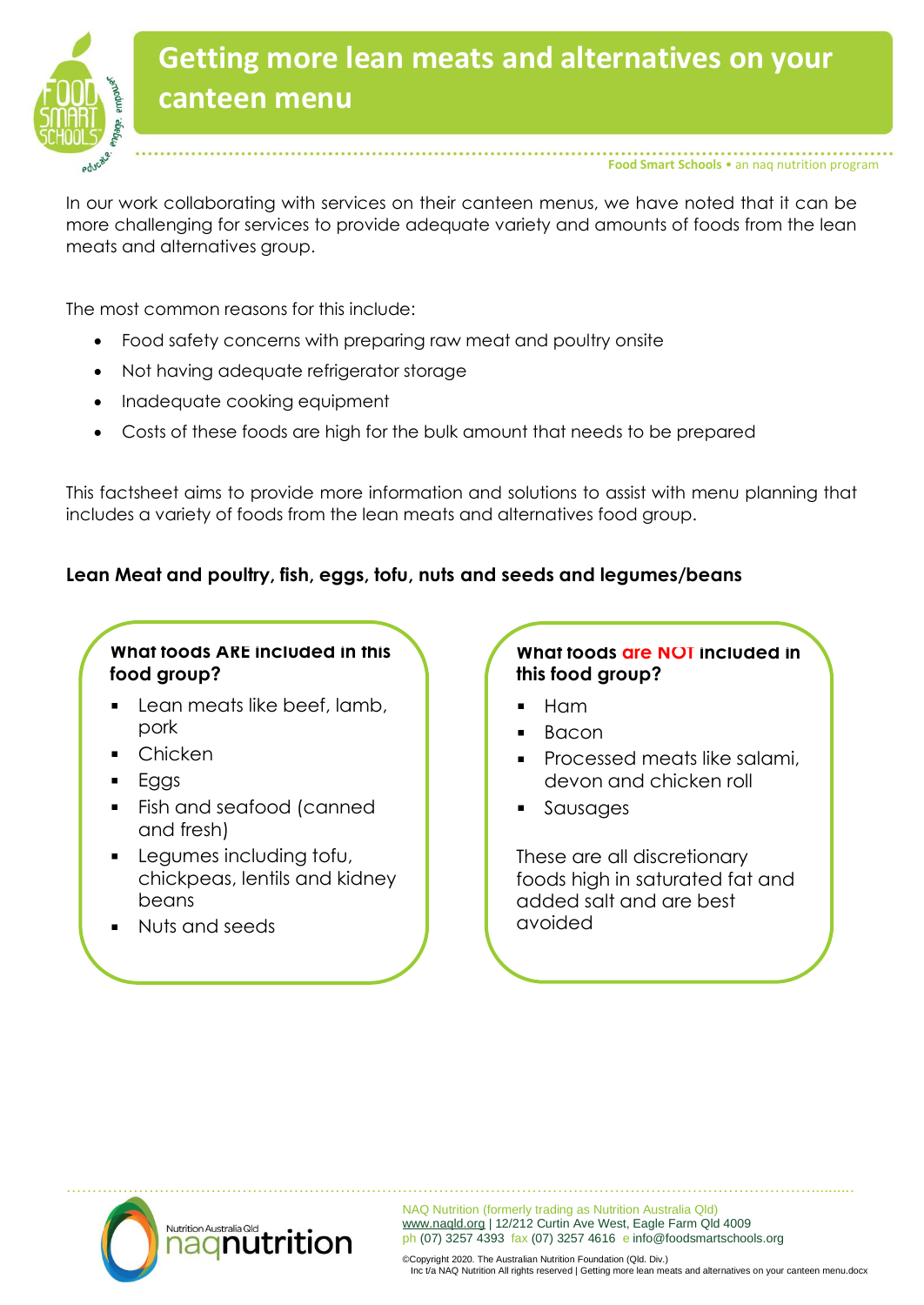# Getting more lean meats and alternatives on your canteen menu

Food Smart Schools • an naq nutrition program

In our work collaborating with services on their canteen menus, we have noted that it can be more challenging for services to provide adequate variety and amounts of foods from the lean meats and alternatives group.

The most common reasons for this include:

- Food safety concerns with preparing raw meat and poultry onsite
- Not having adequate refrigerator storage
- Inadequate cooking equipment
- Costs of these foods are high for the bulk amount that needs to be prepared

This factsheet aims to provide more information and solutions to assist with menu planning that includes a variety of foods from the lean meats and alternatives food group.

**Lean Meat and poultry, fish, eggs, tofu, nuts and seeds and legumes/beans**

**What foods ARE included in this food group?**

- Lean meats like beef, lamb, pork
- Chicken
- Eggs
- Fish and seafood (canned and fresh)
- Legumes including tofu, chickpeas, lentils and kidney beans
- Nuts and seeds

**What foods are NOT included in this food group?**

- Ham
- Bacon
- Processed meats like salami, devon and chicken roll
- Sausages

These are all discretionary foods high in saturated fat and added salt and are best avoided

NAQ Nutrition (formerly trading as Nutrition Australia Qld)
www.naqld.org | 12/212 Curtin Ave West, Eagle Farm Qld 4009
ph (07) 3257 4393 fax (07) 3257 4616 e info@foodsmartschools.org

©Copyright 2020. The Australian Nutrition Foundation (Qld. Div.)
Inc t/a NAQ Nutrition All rights reserved | Getting more lean meats and alternatives on your canteen menu.docx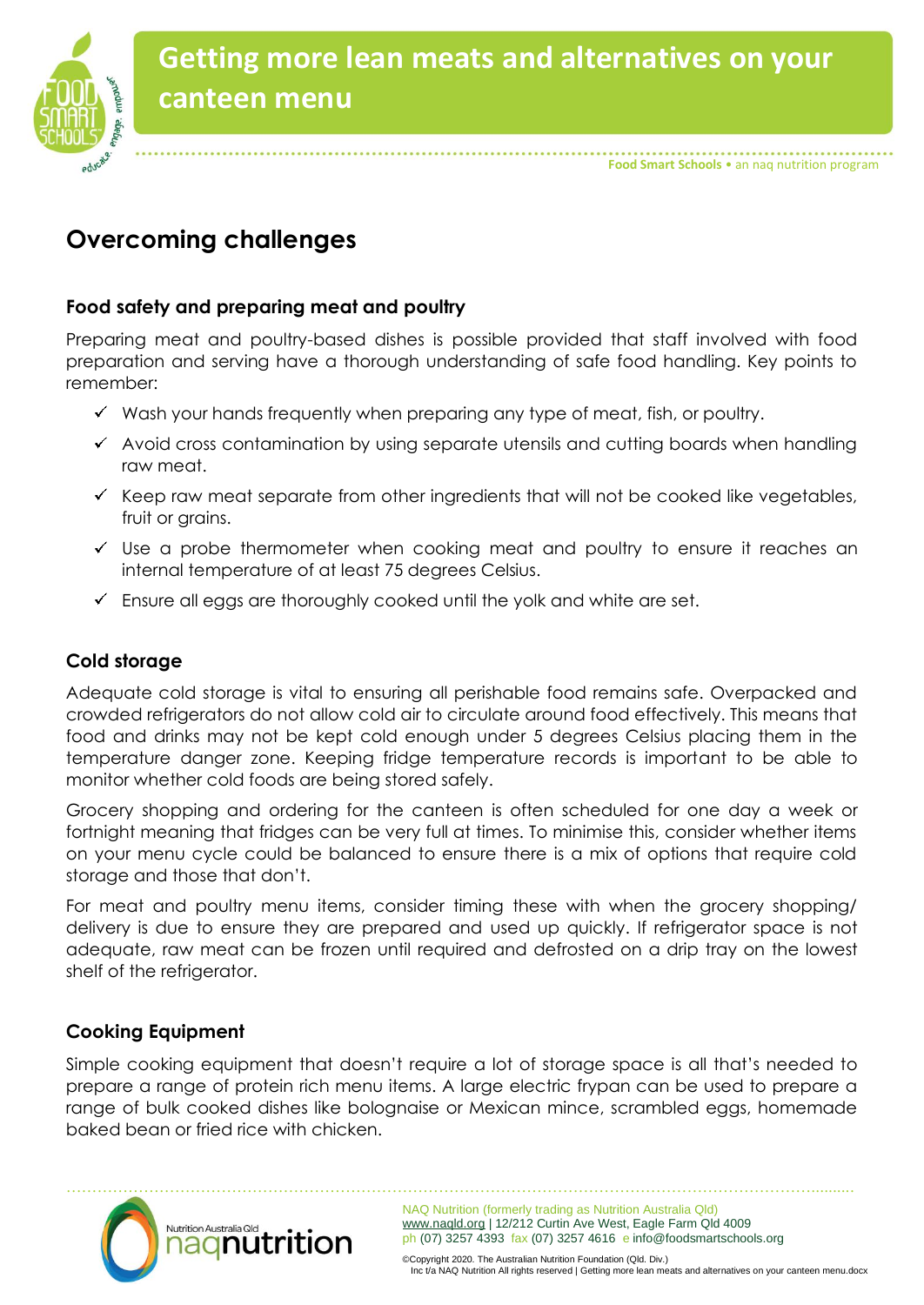## Overcoming challenges

### Food safety and preparing meat and poultry

Preparing meat and poultry-based dishes is possible provided that staff involved with food preparation and serving have a thorough understanding of safe food handling. Key points to remember:

- ✓ Wash your hands frequently when preparing any type of meat, fish, or poultry.
- ✓ Avoid cross contamination by using separate utensils and cutting boards when handling raw meat.
- ✓ Keep raw meat separate from other ingredients that will not be cooked like vegetables, fruit or grains.
- ✓ Use a probe thermometer when cooking meat and poultry to ensure it reaches an internal temperature of at least 75 degrees Celsius.
- ✓ Ensure all eggs are thoroughly cooked until the yolk and white are set.

### Cold storage

Adequate cold storage is vital to ensuring all perishable food remains safe. Overpacked and crowded refrigerators do not allow cold air to circulate around food effectively. This means that food and drinks may not be kept cold enough under 5 degrees Celsius placing them in the temperature danger zone. Keeping fridge temperature records is important to be able to monitor whether cold foods are being stored safely.

Grocery shopping and ordering for the canteen is often scheduled for one day a week or fortnight meaning that fridges can be very full at times. To minimise this, consider whether items on your menu cycle could be balanced to ensure there is a mix of options that require cold storage and those that don't.

For meat and poultry menu items, consider timing these with when the grocery shopping/ delivery is due to ensure they are prepared and used up quickly. If refrigerator space is not adequate, raw meat can be frozen until required and defrosted on a drip tray on the lowest shelf of the refrigerator.

### Cooking Equipment

Simple cooking equipment that doesn't require a lot of storage space is all that's needed to prepare a range of protein rich menu items. A large electric frypan can be used to prepare a range of bulk cooked dishes like bolognaise or Mexican mince, scrambled eggs, homemade baked bean or fried rice with chicken.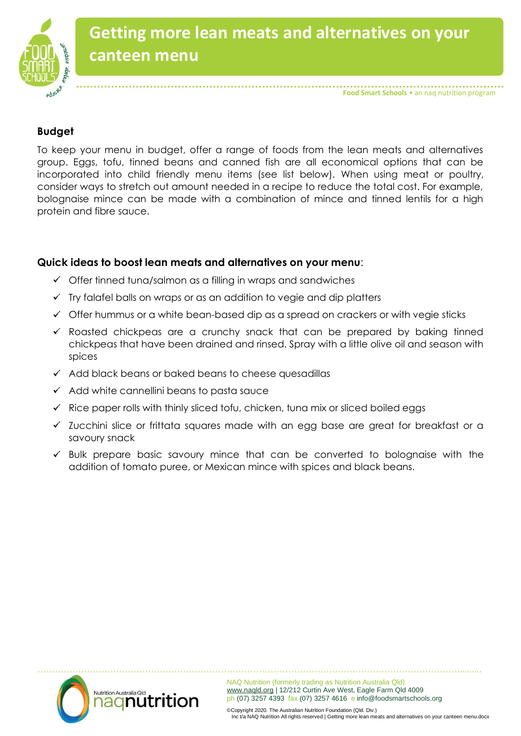## Budget

To keep your menu in budget, offer a range of foods from the lean meats and alternatives group. Eggs, tofu, tinned beans and canned fish are all economical options that can be incorporated into child friendly menu items (see list below). When using meat or poultry, consider ways to stretch out amount needed in a recipe to reduce the total cost. For example, bolognaise mince can be made with a combination of mince and tinned lentils for a high protein and fibre sauce.

**Quick ideas to boost lean meats and alternatives on your menu**:

- ✓ Offer tinned tuna/salmon as a filling in wraps and sandwiches
- ✓ Try falafel balls on wraps or as an addition to vegie and dip platters
- ✓ Offer hummus or a white bean-based dip as a spread on crackers or with vegie sticks
- ✓ Roasted chickpeas are a crunchy snack that can be prepared by baking tinned chickpeas that have been drained and rinsed. Spray with a little olive oil and season with spices
- ✓ Add black beans or baked beans to cheese quesadillas
- ✓ Add white cannellini beans to pasta sauce
- ✓ Rice paper rolls with thinly sliced tofu, chicken, tuna mix or sliced boiled eggs
- ✓ Zucchini slice or frittata squares made with an egg base are great for breakfast or a savoury snack
- ✓ Bulk prepare basic savoury mince that can be converted to bolognaise with the addition of tomato puree, or Mexican mince with spices and black beans.